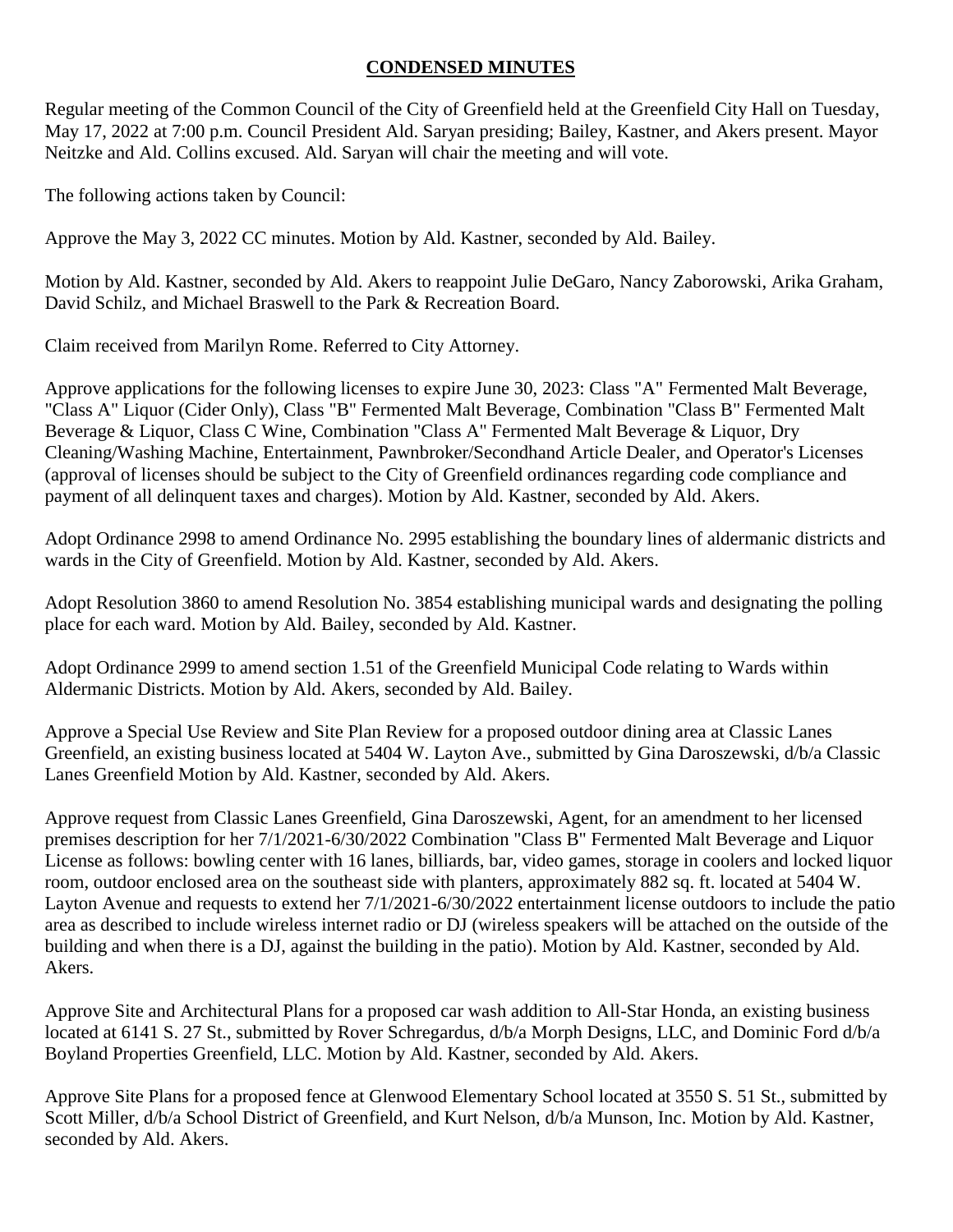# CONDENSED MINUTES

Regular meeting of the Common Council of the City of Greenfield held at the Greenfield City Hall on Tuesday, May 17, 2022 at 7:00 p.m. Council President Ald. Saryan presiding; Bailey, Kastner, and Akers present. Mayor Neitzke and Ald. Collins excused. Ald. Saryan will chair the meeting and will vote.

The following actions taken by Council:

Approve the May 3, 2022 CC minutes. Motion by Ald. Kastner, seconded by Ald. Bailey.

Motion by Ald. Kastner, seconded by Ald. Akers to reappoint Julie DeGaro, Nancy Zaborowski, Arika Graham, David Schilz, and Michael Braswell to the Park & Recreation Board.

Claim received from Marilyn Rome. Referred to City Attorney.

Approve applications for the following licenses to expire June 30, 2023: Class "A" Fermented Malt Beverage, "Class A" Liquor (Cider Only), Class "B" Fermented Malt Beverage, Combination "Class B" Fermented Malt Beverage & Liquor, Class C Wine, Combination "Class A" Fermented Malt Beverage & Liquor, Dry Cleaning/Washing Machine, Entertainment, Pawnbroker/Secondhand Article Dealer, and Operator's Licenses (approval of licenses should be subject to the City of Greenfield ordinances regarding code compliance and payment of all delinquent taxes and charges). Motion by Ald. Kastner, seconded by Ald. Akers.

Adopt Ordinance 2998 to amend Ordinance No. 2995 establishing the boundary lines of aldermanic districts and wards in the City of Greenfield. Motion by Ald. Kastner, seconded by Ald. Akers.

Adopt Resolution 3860 to amend Resolution No. 3854 establishing municipal wards and designating the polling place for each ward. Motion by Ald. Bailey, seconded by Ald. Kastner.

Adopt Ordinance 2999 to amend section 1.51 of the Greenfield Municipal Code relating to Wards within Aldermanic Districts. Motion by Ald. Akers, seconded by Ald. Bailey.

Approve a Special Use Review and Site Plan Review for a proposed outdoor dining area at Classic Lanes Greenfield, an existing business located at 5404 W. Layton Ave., submitted by Gina Daroszewski, d/b/a Classic Lanes Greenfield Motion by Ald. Kastner, seconded by Ald. Akers.

Approve request from Classic Lanes Greenfield, Gina Daroszewski, Agent, for an amendment to her licensed premises description for her 7/1/2021-6/30/2022 Combination "Class B" Fermented Malt Beverage and Liquor License as follows: bowling center with 16 lanes, billiards, bar, video games, storage in coolers and locked liquor room, outdoor enclosed area on the southeast side with planters, approximately 882 sq. ft. located at 5404 W. Layton Avenue and requests to extend her 7/1/2021-6/30/2022 entertainment license outdoors to include the patio area as described to include wireless internet radio or DJ (wireless speakers will be attached on the outside of the building and when there is a DJ, against the building in the patio). Motion by Ald. Kastner, seconded by Ald. Akers.

Approve Site and Architectural Plans for a proposed car wash addition to All-Star Honda, an existing business located at 6141 S. 27 St., submitted by Rover Schregardus, d/b/a Morph Designs, LLC, and Dominic Ford d/b/a Boyland Properties Greenfield, LLC. Motion by Ald. Kastner, seconded by Ald. Akers.

Approve Site Plans for a proposed fence at Glenwood Elementary School located at 3550 S. 51 St., submitted by Scott Miller, d/b/a School District of Greenfield, and Kurt Nelson, d/b/a Munson, Inc. Motion by Ald. Kastner, seconded by Ald. Akers.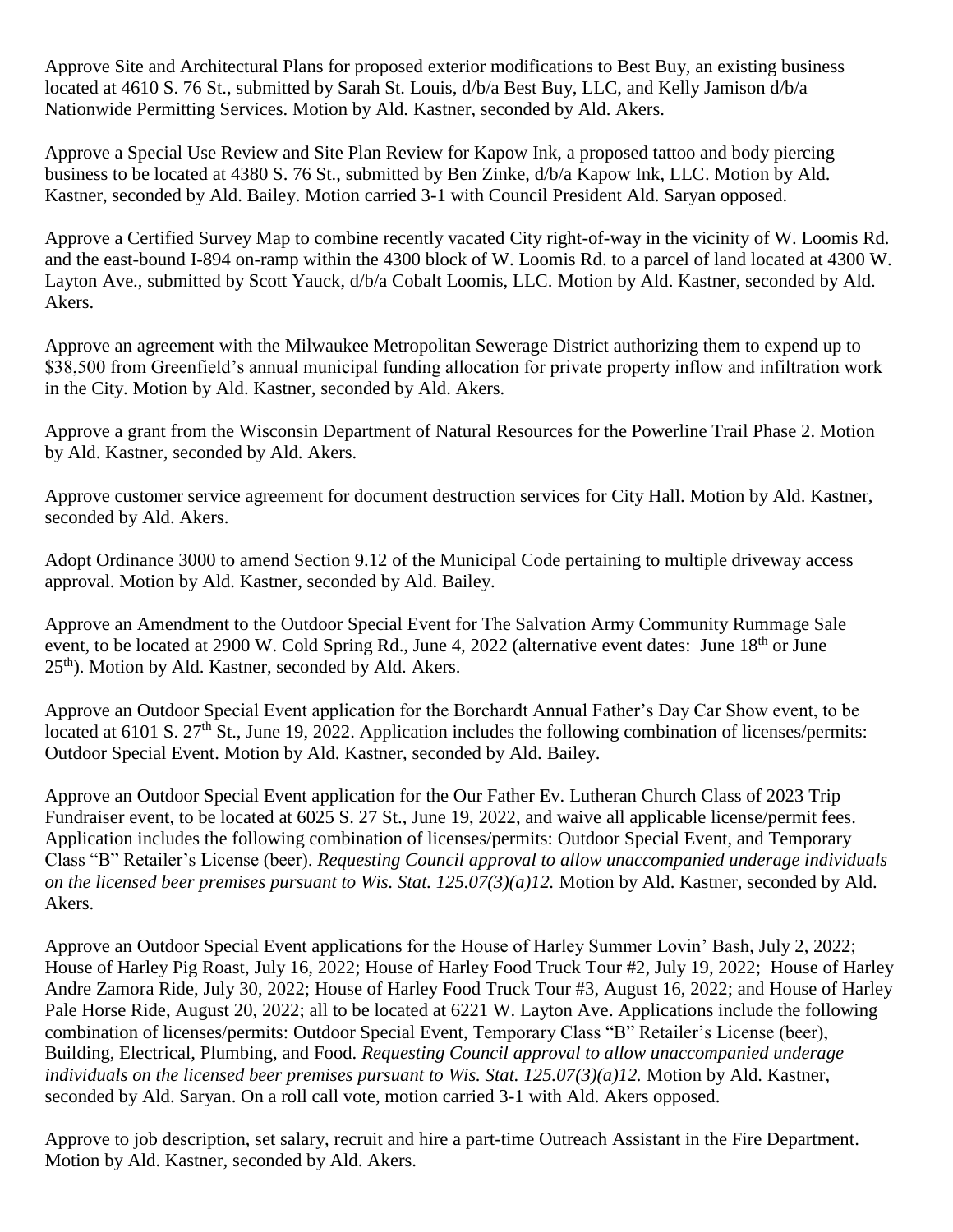Approve Site and Architectural Plans for proposed exterior modifications to Best Buy, an existing business located at 4610 S. 76 St., submitted by Sarah St. Louis, d/b/a Best Buy, LLC, and Kelly Jamison d/b/a Nationwide Permitting Services. Motion by Ald. Kastner, seconded by Ald. Akers.

Approve a Special Use Review and Site Plan Review for Kapow Ink, a proposed tattoo and body piercing business to be located at 4380 S. 76 St., submitted by Ben Zinke, d/b/a Kapow Ink, LLC. Motion by Ald. Kastner, seconded by Ald. Bailey. Motion carried 3-1 with Council President Ald. Saryan opposed.

Approve a Certified Survey Map to combine recently vacated City right-of-way in the vicinity of W. Loomis Rd. and the east-bound I-894 on-ramp within the 4300 block of W. Loomis Rd. to a parcel of land located at 4300 W. Layton Ave., submitted by Scott Yauck, d/b/a Cobalt Loomis, LLC. Motion by Ald. Kastner, seconded by Ald. Akers.

Approve an agreement with the Milwaukee Metropolitan Sewerage District authorizing them to expend up to $38,500 from Greenfield's annual municipal funding allocation for private property inflow and infiltration work in the City. Motion by Ald. Kastner, seconded by Ald. Akers.

Approve a grant from the Wisconsin Department of Natural Resources for the Powerline Trail Phase 2. Motion by Ald. Kastner, seconded by Ald. Akers.

Approve customer service agreement for document destruction services for City Hall. Motion by Ald. Kastner, seconded by Ald. Akers.

Adopt Ordinance 3000 to amend Section 9.12 of the Municipal Code pertaining to multiple driveway access approval. Motion by Ald. Kastner, seconded by Ald. Bailey.

Approve an Amendment to the Outdoor Special Event for The Salvation Army Community Rummage Sale event, to be located at 2900 W. Cold Spring Rd., June 4, 2022 (alternative event dates: June 18th or June 25th). Motion by Ald. Kastner, seconded by Ald. Akers.

Approve an Outdoor Special Event application for the Borchardt Annual Father's Day Car Show event, to be located at 6101 S. 27th St., June 19, 2022. Application includes the following combination of licenses/permits: Outdoor Special Event. Motion by Ald. Kastner, seconded by Ald. Bailey.

Approve an Outdoor Special Event application for the Our Father Ev. Lutheran Church Class of 2023 Trip Fundraiser event, to be located at 6025 S. 27 St., June 19, 2022, and waive all applicable license/permit fees. Application includes the following combination of licenses/permits: Outdoor Special Event, and Temporary Class "B" Retailer's License (beer). *Requesting Council approval to allow unaccompanied underage individuals on the licensed beer premises pursuant to Wis. Stat. 125.07(3)(a)12.* Motion by Ald. Kastner, seconded by Ald. Akers.

Approve an Outdoor Special Event applications for the House of Harley Summer Lovin' Bash, July 2, 2022; House of Harley Pig Roast, July 16, 2022; House of Harley Food Truck Tour #2, July 19, 2022; House of Harley Andre Zamora Ride, July 30, 2022; House of Harley Food Truck Tour #3, August 16, 2022; and House of Harley Pale Horse Ride, August 20, 2022; all to be located at 6221 W. Layton Ave. Applications include the following combination of licenses/permits: Outdoor Special Event, Temporary Class "B" Retailer's License (beer), Building, Electrical, Plumbing, and Food. *Requesting Council approval to allow unaccompanied underage individuals on the licensed beer premises pursuant to Wis. Stat. 125.07(3)(a)12.* Motion by Ald. Kastner, seconded by Ald. Saryan. On a roll call vote, motion carried 3-1 with Ald. Akers opposed.

Approve to job description, set salary, recruit and hire a part-time Outreach Assistant in the Fire Department. Motion by Ald. Kastner, seconded by Ald. Akers.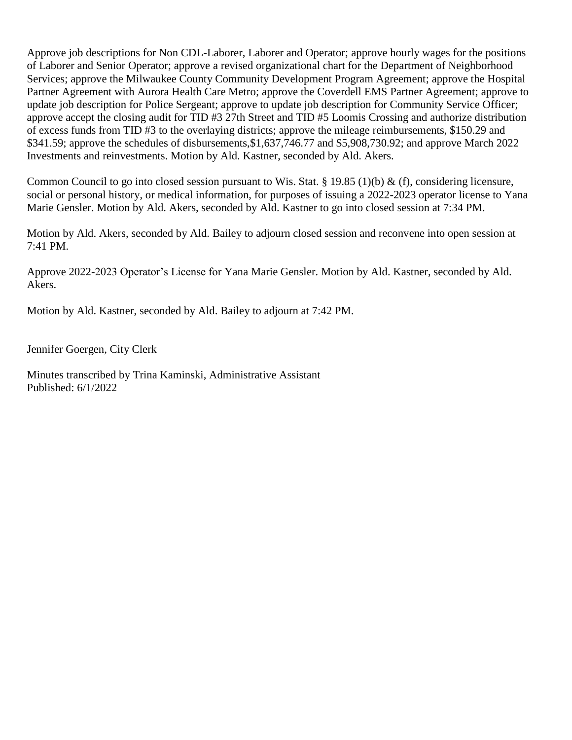Approve job descriptions for Non CDL-Laborer, Laborer and Operator; approve hourly wages for the positions of Laborer and Senior Operator; approve a revised organizational chart for the Department of Neighborhood Services; approve the Milwaukee County Community Development Program Agreement; approve the Hospital Partner Agreement with Aurora Health Care Metro; approve the Coverdell EMS Partner Agreement; approve to update job description for Police Sergeant; approve to update job description for Community Service Officer; approve accept the closing audit for TID #3 27th Street and TID #5 Loomis Crossing and authorize distribution of excess funds from TID #3 to the overlaying districts; approve the mileage reimbursements, $150.29 and $341.59; approve the schedules of disbursements,$1,637,746.77 and $5,908,730.92; and approve March 2022 Investments and reinvestments. Motion by Ald. Kastner, seconded by Ald. Akers.

Common Council to go into closed session pursuant to Wis. Stat. § 19.85 (1)(b) & (f), considering licensure, social or personal history, or medical information, for purposes of issuing a 2022-2023 operator license to Yana Marie Gensler. Motion by Ald. Akers, seconded by Ald. Kastner to go into closed session at 7:34 PM.

Motion by Ald. Akers, seconded by Ald. Bailey to adjourn closed session and reconvene into open session at 7:41 PM.

Approve 2022-2023 Operator's License for Yana Marie Gensler. Motion by Ald. Kastner, seconded by Ald. Akers.

Motion by Ald. Kastner, seconded by Ald. Bailey to adjourn at 7:42 PM.

Jennifer Goergen, City Clerk

Minutes transcribed by Trina Kaminski, Administrative Assistant
Published: 6/1/2022